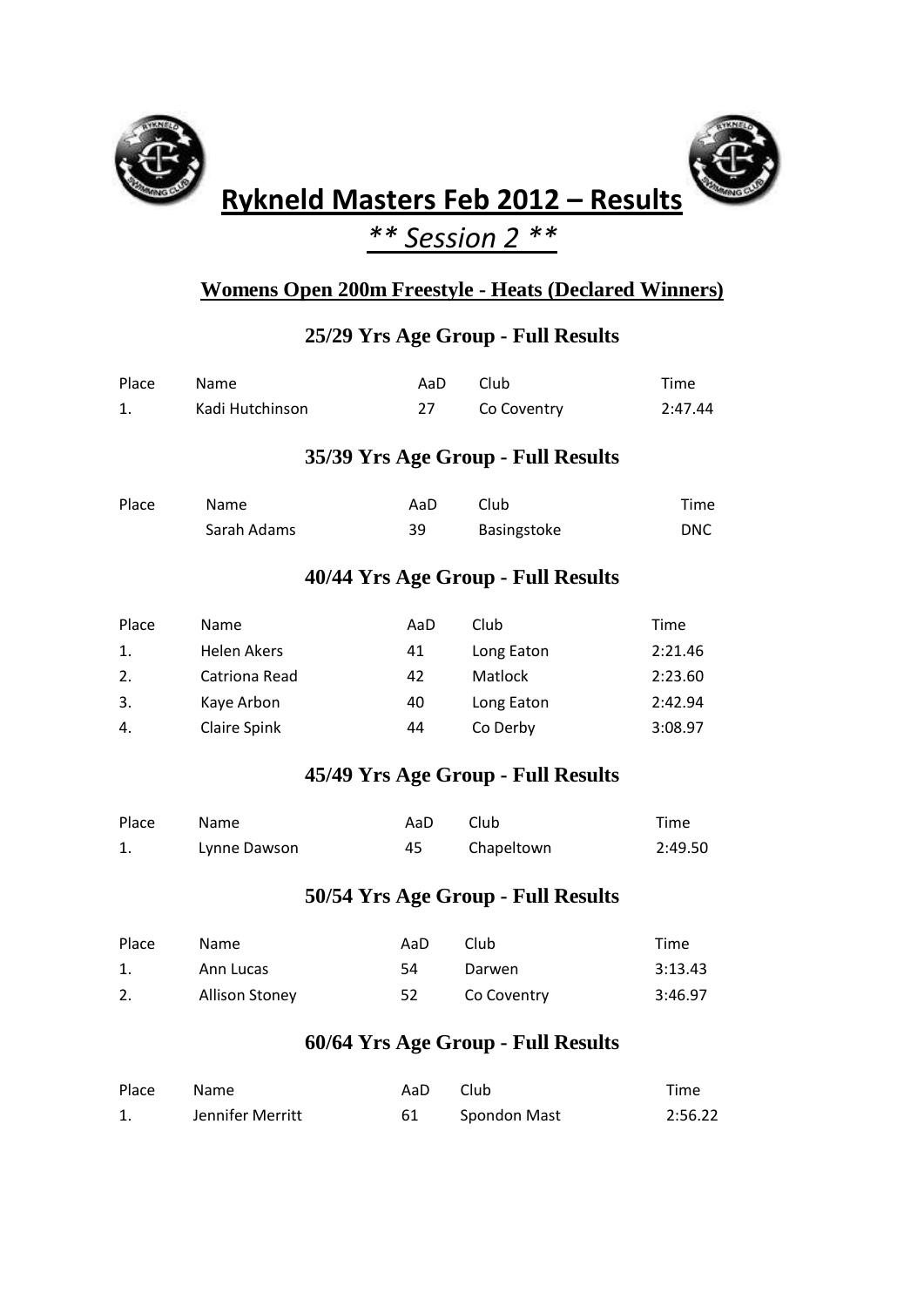# Rykneld Masters Feb 2012 – Results

## *** Session 2 ***

### Womens Open 200m Freestyle - Heats (Declared Winners)

#### 25/29 Yrs Age Group - Full Results

| Place | Name | AaD | Club | Time |
|---|---|---|---|---|
| 1. | Kadi Hutchinson | 27 | Co Coventry | 2:47.44 |

#### 35/39 Yrs Age Group - Full Results

| Place | Name | AaD | Club | Time |
|---|---|---|---|---|
| | Sarah Adams | 39 | Basingstoke | DNC |

#### 40/44 Yrs Age Group - Full Results

| Place | Name | AaD | Club | Time |
|---|---|---|---|---|
| 1. | Helen Akers | 41 | Long Eaton | 2:21.46 |
| 2. | Catriona Read | 42 | Matlock | 2:23.60 |
| 3. | Kaye Arbon | 40 | Long Eaton | 2:42.94 |
| 4. | Claire Spink | 44 | Co Derby | 3:08.97 |

#### 45/49 Yrs Age Group - Full Results

| Place | Name | AaD | Club | Time |
|---|---|---|---|---|
| 1. | Lynne Dawson | 45 | Chapeltown | 2:49.50 |

#### 50/54 Yrs Age Group - Full Results

| Place | Name | AaD | Club | Time |
|---|---|---|---|---|
| 1. | Ann Lucas | 54 | Darwen | 3:13.43 |
| 2. | Allison Stoney | 52 | Co Coventry | 3:46.97 |

#### 60/64 Yrs Age Group - Full Results

| Place | Name | AaD | Club | Time |
|---|---|---|---|---|
| 1. | Jennifer Merritt | 61 | Spondon Mast | 2:56.22 |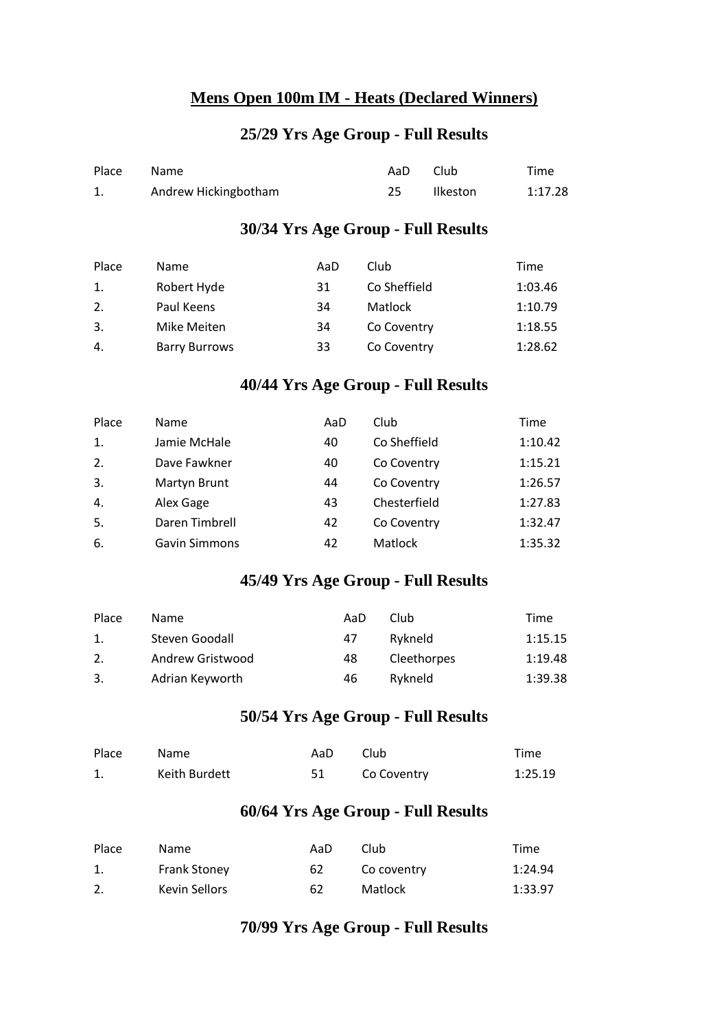## Mens Open 100m IM - Heats (Declared Winners)

### 25/29 Yrs Age Group - Full Results

| Place | Name | AaD | Club | Time |
|---|---|---|---|---|
| 1. | Andrew Hickingbotham | 25 | Ilkeston | 1:17.28 |

### 30/34 Yrs Age Group - Full Results

| Place | Name | AaD | Club | Time |
|---|---|---|---|---|
| 1. | Robert Hyde | 31 | Co Sheffield | 1:03.46 |
| 2. | Paul Keens | 34 | Matlock | 1:10.79 |
| 3. | Mike Meiten | 34 | Co Coventry | 1:18.55 |
| 4. | Barry Burrows | 33 | Co Coventry | 1:28.62 |

### 40/44 Yrs Age Group - Full Results

| Place | Name | AaD | Club | Time |
|---|---|---|---|---|
| 1. | Jamie McHale | 40 | Co Sheffield | 1:10.42 |
| 2. | Dave Fawkner | 40 | Co Coventry | 1:15.21 |
| 3. | Martyn Brunt | 44 | Co Coventry | 1:26.57 |
| 4. | Alex Gage | 43 | Chesterfield | 1:27.83 |
| 5. | Daren Timbrell | 42 | Co Coventry | 1:32.47 |
| 6. | Gavin Simmons | 42 | Matlock | 1:35.32 |

### 45/49 Yrs Age Group - Full Results

| Place | Name | AaD | Club | Time |
|---|---|---|---|---|
| 1. | Steven Goodall | 47 | Rykneld | 1:15.15 |
| 2. | Andrew Gristwood | 48 | Cleethorpes | 1:19.48 |
| 3. | Adrian Keyworth | 46 | Rykneld | 1:39.38 |

### 50/54 Yrs Age Group - Full Results

| Place | Name | AaD | Club | Time |
|---|---|---|---|---|
| 1. | Keith Burdett | 51 | Co Coventry | 1:25.19 |

### 60/64 Yrs Age Group - Full Results

| Place | Name | AaD | Club | Time |
|---|---|---|---|---|
| 1. | Frank Stoney | 62 | Co coventry | 1:24.94 |
| 2. | Kevin Sellors | 62 | Matlock | 1:33.97 |

### 70/99 Yrs Age Group - Full Results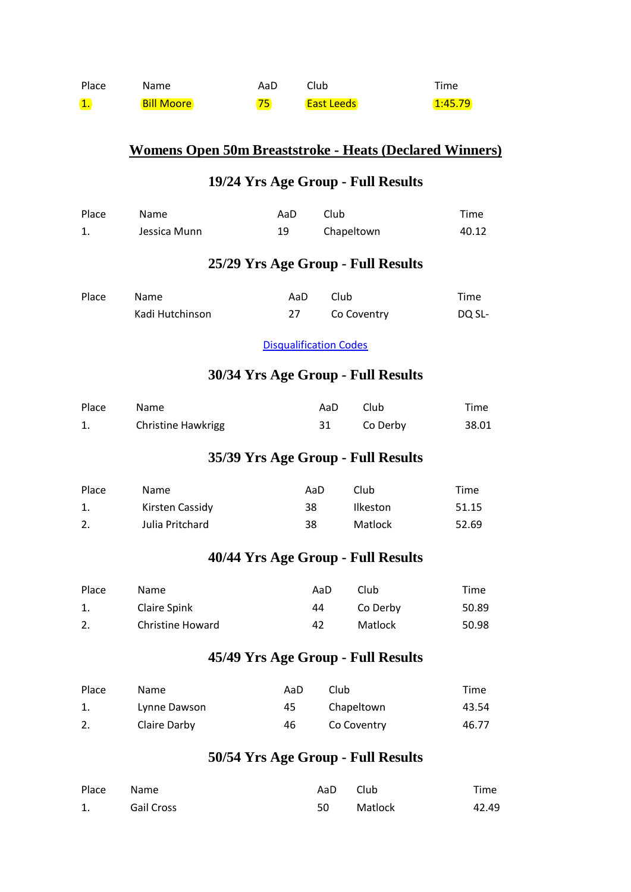| Place | Name | AaD | Club | Time |
| --- | --- | --- | --- | --- |
| 1. | Bill Moore | 75 | East Leeds | 1:45.79 |

## Womens Open 50m Breaststroke - Heats (Declared Winners)

### 19/24 Yrs Age Group - Full Results

| Place | Name | AaD | Club | Time |
| --- | --- | --- | --- | --- |
| 1. | Jessica Munn | 19 | Chapeltown | 40.12 |

### 25/29 Yrs Age Group - Full Results

| Place | Name | AaD | Club | Time |
| --- | --- | --- | --- | --- |
| | Kadi Hutchinson | 27 | Co Coventry | DQ SL- |

Disqualification Codes

### 30/34 Yrs Age Group - Full Results

| Place | Name | AaD | Club | Time |
| --- | --- | --- | --- | --- |
| 1. | Christine Hawkrigg | 31 | Co Derby | 38.01 |

### 35/39 Yrs Age Group - Full Results

| Place | Name | AaD | Club | Time |
| --- | --- | --- | --- | --- |
| 1. | Kirsten Cassidy | 38 | Ilkeston | 51.15 |
| 2. | Julia Pritchard | 38 | Matlock | 52.69 |

### 40/44 Yrs Age Group - Full Results

| Place | Name | AaD | Club | Time |
| --- | --- | --- | --- | --- |
| 1. | Claire Spink | 44 | Co Derby | 50.89 |
| 2. | Christine Howard | 42 | Matlock | 50.98 |

### 45/49 Yrs Age Group - Full Results

| Place | Name | AaD | Club | Time |
| --- | --- | --- | --- | --- |
| 1. | Lynne Dawson | 45 | Chapeltown | 43.54 |
| 2. | Claire Darby | 46 | Co Coventry | 46.77 |

### 50/54 Yrs Age Group - Full Results

| Place | Name | AaD | Club | Time |
| --- | --- | --- | --- | --- |
| 1. | Gail Cross | 50 | Matlock | 42.49 |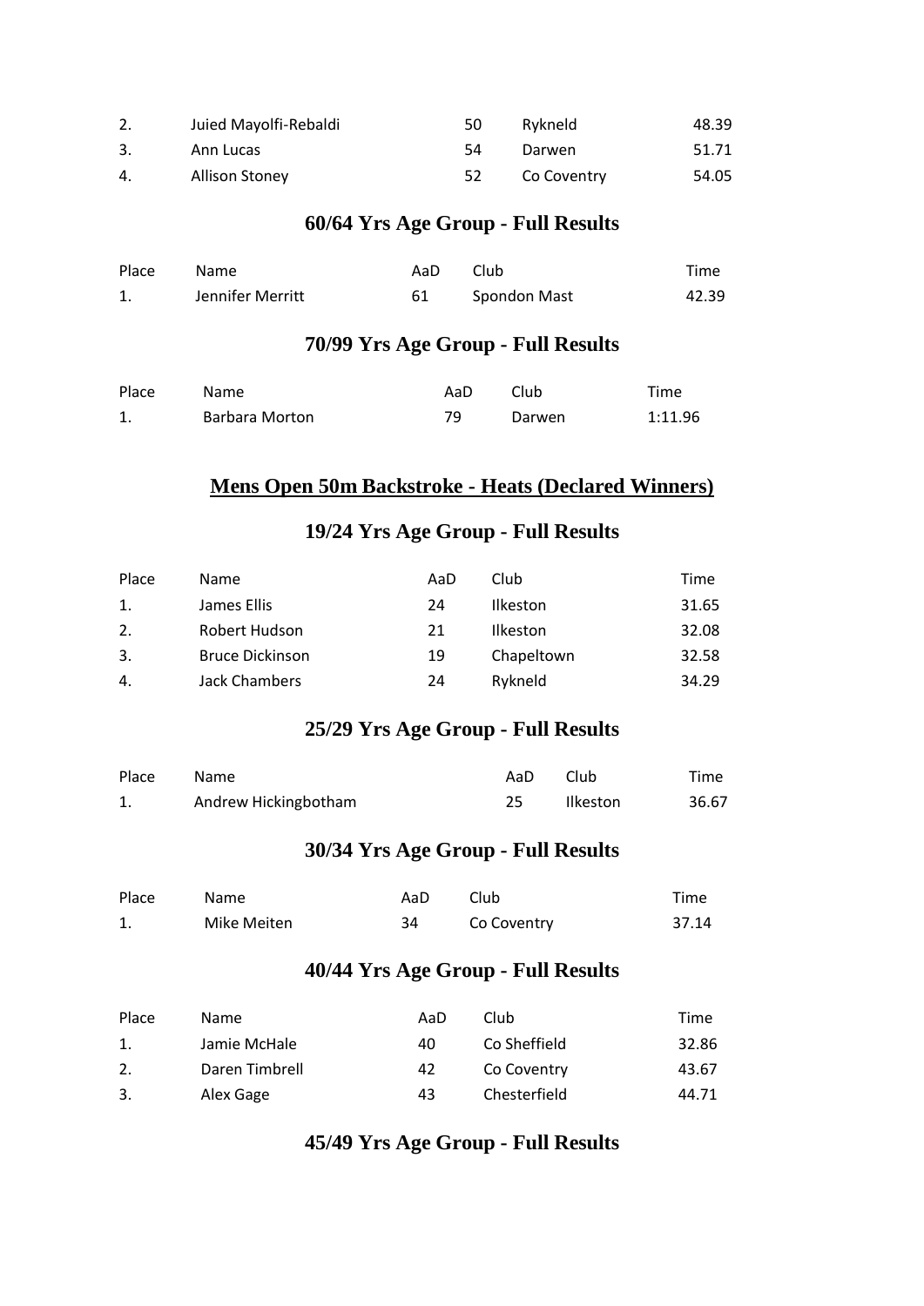| Place | Name | AaD | Club | Time |
|---|---|---|---|---|
| 2. | Juied Mayolfi-Rebaldi | 50 | Rykneld | 48.39 |
| 3. | Ann Lucas | 54 | Darwen | 51.71 |
| 4. | Allison Stoney | 52 | Co Coventry | 54.05 |

## 60/64 Yrs Age Group - Full Results

| Place | Name | AaD | Club | Time |
|---|---|---|---|---|
| 1. | Jennifer Merritt | 61 | Spondon Mast | 42.39 |

## 70/99 Yrs Age Group - Full Results

| Place | Name | AaD | Club | Time |
|---|---|---|---|---|
| 1. | Barbara Morton | 79 | Darwen | 1:11.96 |

# Mens Open 50m Backstroke - Heats (Declared Winners)

## 19/24 Yrs Age Group - Full Results

| Place | Name | AaD | Club | Time |
|---|---|---|---|---|
| 1. | James Ellis | 24 | Ilkeston | 31.65 |
| 2. | Robert Hudson | 21 | Ilkeston | 32.08 |
| 3. | Bruce Dickinson | 19 | Chapeltown | 32.58 |
| 4. | Jack Chambers | 24 | Rykneld | 34.29 |

## 25/29 Yrs Age Group - Full Results

| Place | Name | AaD | Club | Time |
|---|---|---|---|---|
| 1. | Andrew Hickingbotham | 25 | Ilkeston | 36.67 |

## 30/34 Yrs Age Group - Full Results

| Place | Name | AaD | Club | Time |
|---|---|---|---|---|
| 1. | Mike Meiten | 34 | Co Coventry | 37.14 |

## 40/44 Yrs Age Group - Full Results

| Place | Name | AaD | Club | Time |
|---|---|---|---|---|
| 1. | Jamie McHale | 40 | Co Sheffield | 32.86 |
| 2. | Daren Timbrell | 42 | Co Coventry | 43.67 |
| 3. | Alex Gage | 43 | Chesterfield | 44.71 |

## 45/49 Yrs Age Group - Full Results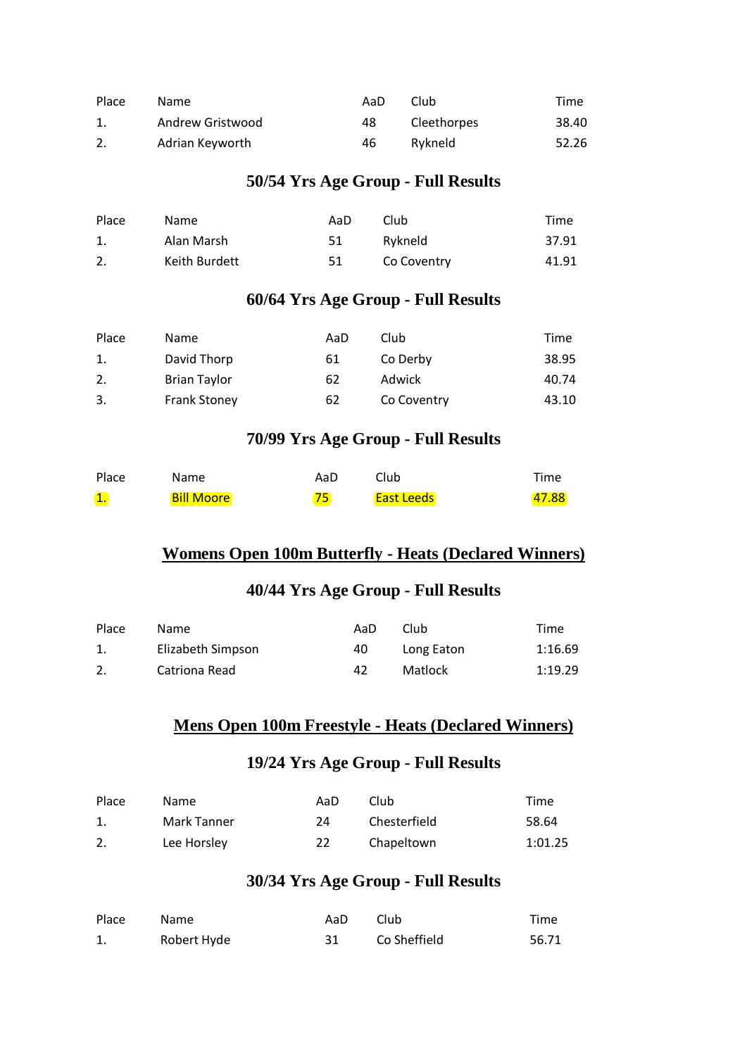| Place | Name | AaD | Club | Time |
| --- | --- | --- | --- | --- |
| 1. | Andrew Gristwood | 48 | Cleethorpes | 38.40 |
| 2. | Adrian Keyworth | 46 | Rykneld | 52.26 |

### 50/54 Yrs Age Group - Full Results

| Place | Name | AaD | Club | Time |
| --- | --- | --- | --- | --- |
| 1. | Alan Marsh | 51 | Rykneld | 37.91 |
| 2. | Keith Burdett | 51 | Co Coventry | 41.91 |

### 60/64 Yrs Age Group - Full Results

| Place | Name | AaD | Club | Time |
| --- | --- | --- | --- | --- |
| 1. | David Thorp | 61 | Co Derby | 38.95 |
| 2. | Brian Taylor | 62 | Adwick | 40.74 |
| 3. | Frank Stoney | 62 | Co Coventry | 43.10 |

### 70/99 Yrs Age Group - Full Results

| Place | Name | AaD | Club | Time |
| --- | --- | --- | --- | --- |
| 1. | Bill Moore | 75 | East Leeds | 47.88 |

## Womens Open 100m Butterfly - Heats (Declared Winners)

### 40/44 Yrs Age Group - Full Results

| Place | Name | AaD | Club | Time |
| --- | --- | --- | --- | --- |
| 1. | Elizabeth Simpson | 40 | Long Eaton | 1:16.69 |
| 2. | Catriona Read | 42 | Matlock | 1:19.29 |

## Mens Open 100m Freestyle - Heats (Declared Winners)

### 19/24 Yrs Age Group - Full Results

| Place | Name | AaD | Club | Time |
| --- | --- | --- | --- | --- |
| 1. | Mark Tanner | 24 | Chesterfield | 58.64 |
| 2. | Lee Horsley | 22 | Chapeltown | 1:01.25 |

### 30/34 Yrs Age Group - Full Results

| Place | Name | AaD | Club | Time |
| --- | --- | --- | --- | --- |
| 1. | Robert Hyde | 31 | Co Sheffield | 56.71 |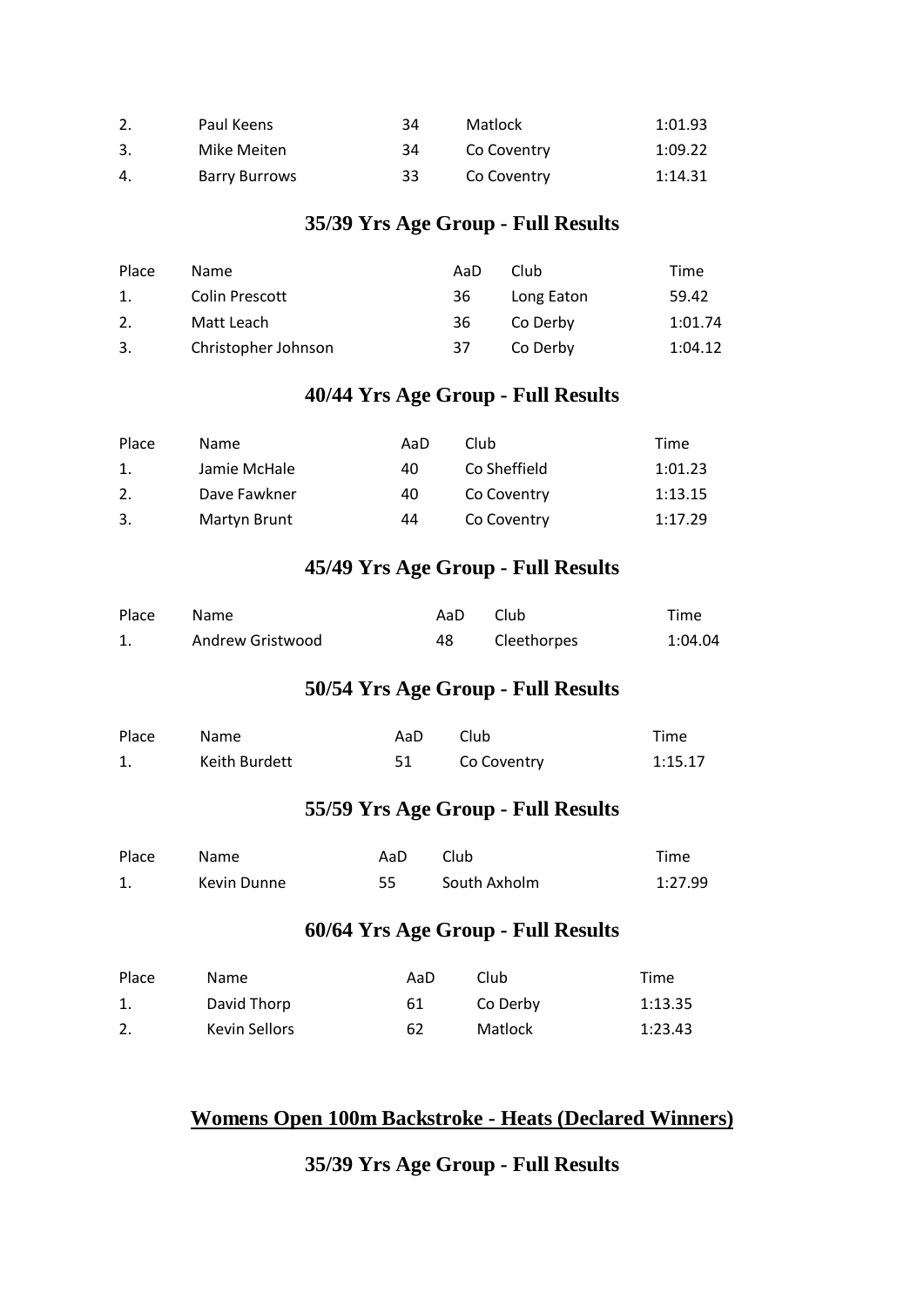| | | | | |
|---|---|---|---|---|
| 2. | Paul Keens | 34 | Matlock | 1:01.93 |
| 3. | Mike Meiten | 34 | Co Coventry | 1:09.22 |
| 4. | Barry Burrows | 33 | Co Coventry | 1:14.31 |

## 35/39 Yrs Age Group - Full Results

| Place | Name | AaD | Club | Time |
|---|---|---|---|---|
| 1. | Colin Prescott | 36 | Long Eaton | 59.42 |
| 2. | Matt Leach | 36 | Co Derby | 1:01.74 |
| 3. | Christopher Johnson | 37 | Co Derby | 1:04.12 |

## 40/44 Yrs Age Group - Full Results

| Place | Name | AaD | Club | Time |
|---|---|---|---|---|
| 1. | Jamie McHale | 40 | Co Sheffield | 1:01.23 |
| 2. | Dave Fawkner | 40 | Co Coventry | 1:13.15 |
| 3. | Martyn Brunt | 44 | Co Coventry | 1:17.29 |

## 45/49 Yrs Age Group - Full Results

| Place | Name | AaD | Club | Time |
|---|---|---|---|---|
| 1. | Andrew Gristwood | 48 | Cleethorpes | 1:04.04 |

## 50/54 Yrs Age Group - Full Results

| Place | Name | AaD | Club | Time |
|---|---|---|---|---|
| 1. | Keith Burdett | 51 | Co Coventry | 1:15.17 |

## 55/59 Yrs Age Group - Full Results

| Place | Name | AaD | Club | Time |
|---|---|---|---|---|
| 1. | Kevin Dunne | 55 | South Axholm | 1:27.99 |

## 60/64 Yrs Age Group - Full Results

| Place | Name | AaD | Club | Time |
|---|---|---|---|---|
| 1. | David Thorp | 61 | Co Derby | 1:13.35 |
| 2. | Kevin Sellors | 62 | Matlock | 1:23.43 |

# Womens Open 100m Backstroke - Heats (Declared Winners)

## 35/39 Yrs Age Group - Full Results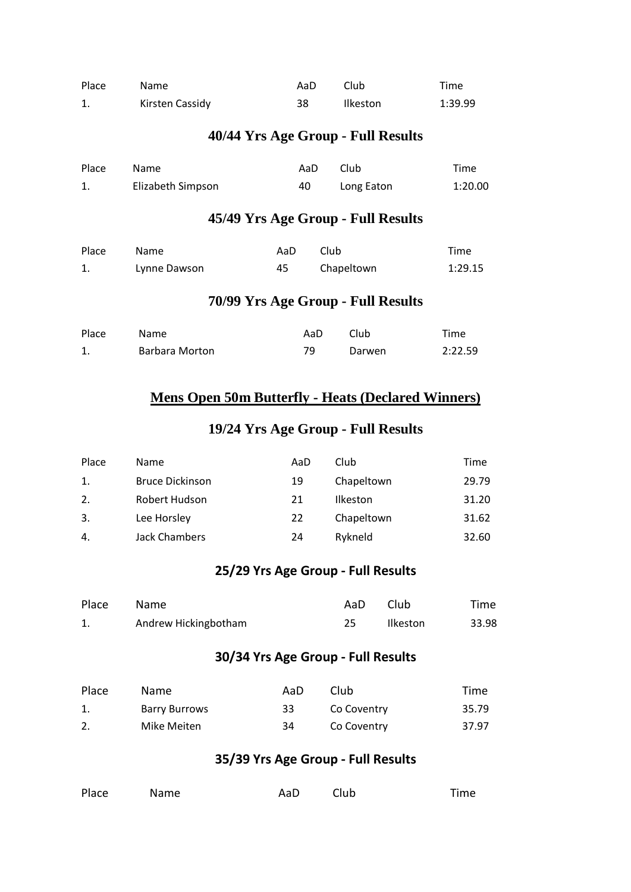| Place | Name | AaD | Club | Time |
|---|---|---|---|---|
| 1. | Kirsten Cassidy | 38 | Ilkeston | 1:39.99 |

### 40/44 Yrs Age Group - Full Results

| Place | Name | AaD | Club | Time |
|---|---|---|---|---|
| 1. | Elizabeth Simpson | 40 | Long Eaton | 1:20.00 |

### 45/49 Yrs Age Group - Full Results

| Place | Name | AaD | Club | Time |
|---|---|---|---|---|
| 1. | Lynne Dawson | 45 | Chapeltown | 1:29.15 |

### 70/99 Yrs Age Group - Full Results

| Place | Name | AaD | Club | Time |
|---|---|---|---|---|
| 1. | Barbara Morton | 79 | Darwen | 2:22.59 |

## Mens Open 50m Butterfly - Heats (Declared Winners)

### 19/24 Yrs Age Group - Full Results

| Place | Name | AaD | Club | Time |
|---|---|---|---|---|
| 1. | Bruce Dickinson | 19 | Chapeltown | 29.79 |
| 2. | Robert Hudson | 21 | Ilkeston | 31.20 |
| 3. | Lee Horsley | 22 | Chapeltown | 31.62 |
| 4. | Jack Chambers | 24 | Rykneld | 32.60 |

### 25/29 Yrs Age Group - Full Results

| Place | Name | AaD | Club | Time |
|---|---|---|---|---|
| 1. | Andrew Hickingbotham | 25 | Ilkeston | 33.98 |

### 30/34 Yrs Age Group - Full Results

| Place | Name | AaD | Club | Time |
|---|---|---|---|---|
| 1. | Barry Burrows | 33 | Co Coventry | 35.79 |
| 2. | Mike Meiten | 34 | Co Coventry | 37.97 |

### 35/39 Yrs Age Group - Full Results

| Place | Name | AaD | Club | Time |
|---|---|---|---|---|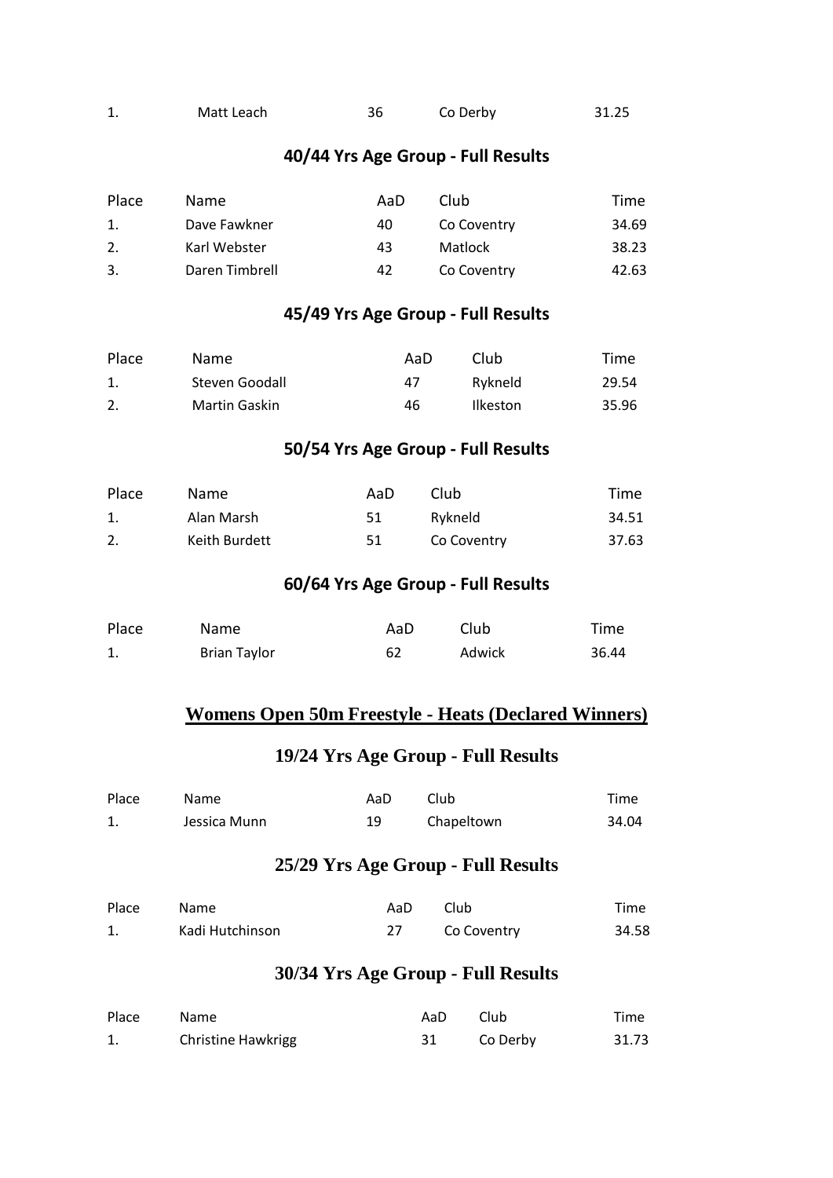| 1. | Matt Leach | 36 | Co Derby | 31.25 |
|---|---|---|---|---|

### 40/44 Yrs Age Group - Full Results

| Place | Name | AaD | Club | Time |
|---|---|---|---|---|
| 1. | Dave Fawkner | 40 | Co Coventry | 34.69 |
| 2. | Karl Webster | 43 | Matlock | 38.23 |
| 3. | Daren Timbrell | 42 | Co Coventry | 42.63 |

### 45/49 Yrs Age Group - Full Results

| Place | Name | AaD | Club | Time |
|---|---|---|---|---|
| 1. | Steven Goodall | 47 | Rykneld | 29.54 |
| 2. | Martin Gaskin | 46 | Ilkeston | 35.96 |

### 50/54 Yrs Age Group - Full Results

| Place | Name | AaD | Club | Time |
|---|---|---|---|---|
| 1. | Alan Marsh | 51 | Rykneld | 34.51 |
| 2. | Keith Burdett | 51 | Co Coventry | 37.63 |

### 60/64 Yrs Age Group - Full Results

| Place | Name | AaD | Club | Time |
|---|---|---|---|---|
| 1. | Brian Taylor | 62 | Adwick | 36.44 |

## Womens Open 50m Freestyle - Heats (Declared Winners)

### 19/24 Yrs Age Group - Full Results

| Place | Name | AaD | Club | Time |
|---|---|---|---|---|
| 1. | Jessica Munn | 19 | Chapeltown | 34.04 |

### 25/29 Yrs Age Group - Full Results

| Place | Name | AaD | Club | Time |
|---|---|---|---|---|
| 1. | Kadi Hutchinson | 27 | Co Coventry | 34.58 |

### 30/34 Yrs Age Group - Full Results

| Place | Name | AaD | Club | Time |
|---|---|---|---|---|
| 1. | Christine Hawkrigg | 31 | Co Derby | 31.73 |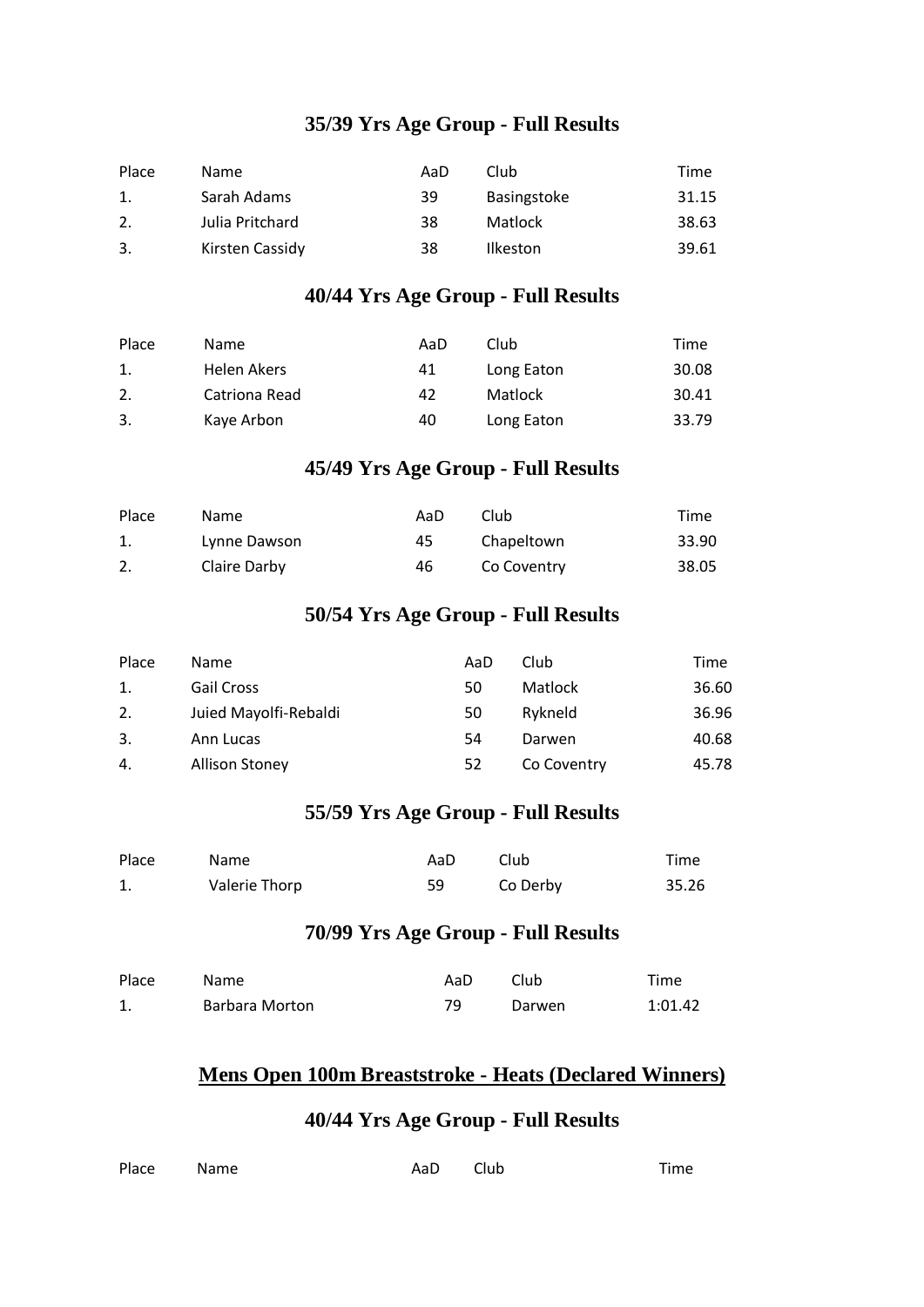## 35/39 Yrs Age Group - Full Results

| Place | Name | AaD | Club | Time |
|---|---|---|---|---|
| 1. | Sarah Adams | 39 | Basingstoke | 31.15 |
| 2. | Julia Pritchard | 38 | Matlock | 38.63 |
| 3. | Kirsten Cassidy | 38 | Ilkeston | 39.61 |

## 40/44 Yrs Age Group - Full Results

| Place | Name | AaD | Club | Time |
|---|---|---|---|---|
| 1. | Helen Akers | 41 | Long Eaton | 30.08 |
| 2. | Catriona Read | 42 | Matlock | 30.41 |
| 3. | Kaye Arbon | 40 | Long Eaton | 33.79 |

## 45/49 Yrs Age Group - Full Results

| Place | Name | AaD | Club | Time |
|---|---|---|---|---|
| 1. | Lynne Dawson | 45 | Chapeltown | 33.90 |
| 2. | Claire Darby | 46 | Co Coventry | 38.05 |

## 50/54 Yrs Age Group - Full Results

| Place | Name | AaD | Club | Time |
|---|---|---|---|---|
| 1. | Gail Cross | 50 | Matlock | 36.60 |
| 2. | Juied Mayolfi-Rebaldi | 50 | Rykneld | 36.96 |
| 3. | Ann Lucas | 54 | Darwen | 40.68 |
| 4. | Allison Stoney | 52 | Co Coventry | 45.78 |

## 55/59 Yrs Age Group - Full Results

| Place | Name | AaD | Club | Time |
|---|---|---|---|---|
| 1. | Valerie Thorp | 59 | Co Derby | 35.26 |

## 70/99 Yrs Age Group - Full Results

| Place | Name | AaD | Club | Time |
|---|---|---|---|---|
| 1. | Barbara Morton | 79 | Darwen | 1:01.42 |

# Mens Open 100m Breaststroke - Heats (Declared Winners)

## 40/44 Yrs Age Group - Full Results

| Place | Name | AaD | Club | Time |
|---|---|---|---|---|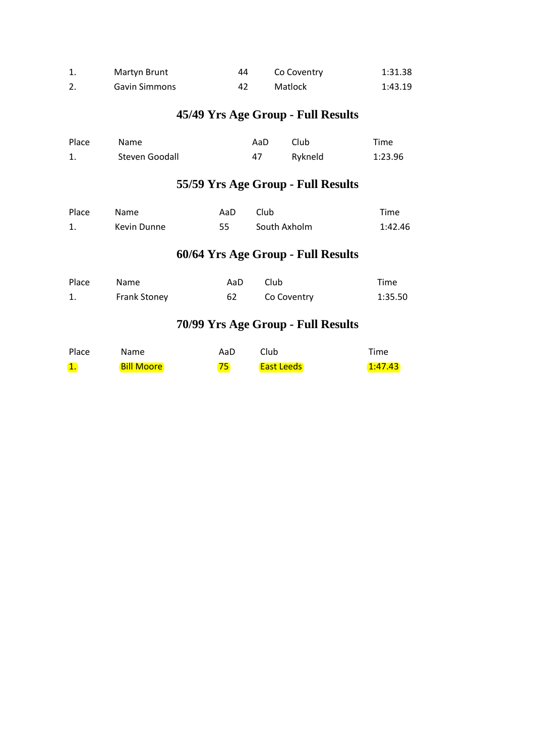| | | | | |
|---|---|---|---|---|
| 1. | Martyn Brunt | 44 | Co Coventry | 1:31.38 |
| 2. | Gavin Simmons | 42 | Matlock | 1:43.19 |

## 45/49 Yrs Age Group - Full Results

| Place | Name | AaD | Club | Time |
|---|---|---|---|---|
| 1. | Steven Goodall | 47 | Rykneld | 1:23.96 |

## 55/59 Yrs Age Group - Full Results

| Place | Name | AaD | Club | Time |
|---|---|---|---|---|
| 1. | Kevin Dunne | 55 | South Axholm | 1:42.46 |

## 60/64 Yrs Age Group - Full Results

| Place | Name | AaD | Club | Time |
|---|---|---|---|---|
| 1. | Frank Stoney | 62 | Co Coventry | 1:35.50 |

## 70/99 Yrs Age Group - Full Results

| Place | Name | AaD | Club | Time |
|---|---|---|---|---|
| 1. | Bill Moore | 75 | East Leeds | 1:47.43 |